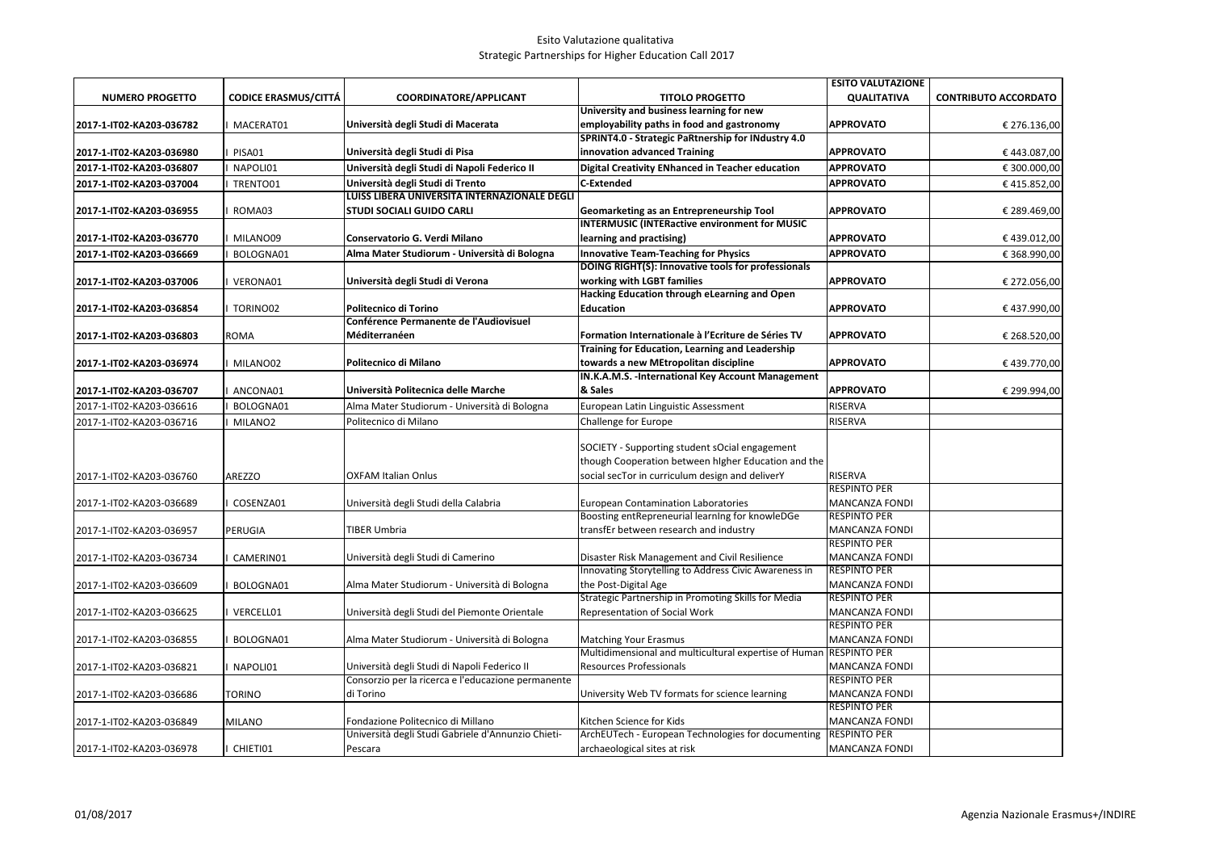Esito Valutazione qualitativa
Strategic Partnerships for Higher Education Call 2017

| NUMERO PROGETTO | CODICE ERASMUS/CITTÁ | COORDINATORE/APPLICANT | TITOLO PROGETTO | ESITO VALUTAZIONE QUALITATIVA | CONTRIBUTO ACCORDATO |
|---|---|---|---|---|---|
| **2017-1-IT02-KA203-036782** | I MACERAT01 | **Università degli Studi di Macerata** | **University and business learning for new employability paths in food and gastronomy** | **APPROVATO** | € 276.136,00 |
| **2017-1-IT02-KA203-036980** | I PISA01 | **Università degli Studi di Pisa** | **SPRINT4.0 - Strategic PaRtnership for INdustry 4.0 innovation advanced Training** | **APPROVATO** | € 443.087,00 |
| **2017-1-IT02-KA203-036807** | I NAPOLI01 | **Università degli Studi di Napoli Federico II** | **Digital Creativity ENhanced in Teacher education** | **APPROVATO** | € 300.000,00 |
| **2017-1-IT02-KA203-037004** | I TRENTO01 | **Università degli Studi di Trento** | **C-Extended** | **APPROVATO** | € 415.852,00 |
| **2017-1-IT02-KA203-036955** | I ROMA03 | **LUISS LIBERA UNIVERSITÀ INTERNAZIONALE DEGLI STUDI SOCIALI GUIDO CARLI** | **Geomarketing as an Entrepreneurship Tool** | **APPROVATO** | € 289.469,00 |
| **2017-1-IT02-KA203-036770** | I MILANO09 | **Conservatorio G. Verdi Milano** | **INTERMUSIC (INTERactive environment for MUSIC learning and practising)** | **APPROVATO** | € 439.012,00 |
| **2017-1-IT02-KA203-036669** | I BOLOGNA01 | **Alma Mater Studiorum - Università di Bologna** | **Innovative Team-Teaching for Physics** | **APPROVATO** | € 368.990,00 |
| **2017-1-IT02-KA203-037006** | I VERONA01 | **Università degli Studi di Verona** | **DOING RIGHT(S): Innovative tools for professionals working with LGBT families** | **APPROVATO** | € 272.056,00 |
| **2017-1-IT02-KA203-036854** | I TORINO02 | **Politecnico di Torino** | **Hacking Education through eLearning and Open Education** | **APPROVATO** | € 437.990,00 |
| **2017-1-IT02-KA203-036803** | ROMA | **Conférence Permanente de l'Audiovisuel Méditerranéen** | **Formation Internationale à l'Ecriture de Séries TV** | **APPROVATO** | € 268.520,00 |
| **2017-1-IT02-KA203-036974** | I MILANO02 | **Politecnico di Milano** | **Training for Education, Learning and Leadership towards a new MEtropolitan discipline** | **APPROVATO** | € 439.770,00 |
| **2017-1-IT02-KA203-036707** | I ANCONA01 | **Università Politecnica delle Marche** | **IN.K.A.M.S. -International Key Account Management & Sales** | **APPROVATO** | € 299.994,00 |
| 2017-1-IT02-KA203-036616 | I BOLOGNA01 | Alma Mater Studiorum - Università di Bologna | European Latin Linguistic Assessment | RISERVA | |
| 2017-1-IT02-KA203-036716 | I MILANO2 | Politecnico di Milano | Challenge for Europe | RISERVA | |
| 2017-1-IT02-KA203-036760 | AREZZO | OXFAM Italian Onlus | SOCIETY - Supporting student sOcial engagement though Cooperation between hIgher Education and the social secTor in curriculum design and deliverY | RISERVA | |
| 2017-1-IT02-KA203-036689 | I COSENZA01 | Università degli Studi della Calabria | European Contamination Laboratories | RESPINTO PER MANCANZA FONDI | |
| 2017-1-IT02-KA203-036957 | PERUGIA | TIBER Umbria | Boosting entRepreneurial learnIng for knowleDGe transfEr between research and industry | RESPINTO PER MANCANZA FONDI | |
| 2017-1-IT02-KA203-036734 | I CAMERIN01 | Università degli Studi di Camerino | Disaster Risk Management and Civil Resilience | RESPINTO PER MANCANZA FONDI | |
| 2017-1-IT02-KA203-036609 | I BOLOGNA01 | Alma Mater Studiorum - Università di Bologna | Innovating Storytelling to Address Civic Awareness in the Post-Digital Age | RESPINTO PER MANCANZA FONDI | |
| 2017-1-IT02-KA203-036625 | I VERCELL01 | Università degli Studi del Piemonte Orientale | Strategic Partnership in Promoting Skills for Media Representation of Social Work | RESPINTO PER MANCANZA FONDI | |
| 2017-1-IT02-KA203-036855 | I BOLOGNA01 | Alma Mater Studiorum - Università di Bologna | Matching Your Erasmus | RESPINTO PER MANCANZA FONDI | |
| 2017-1-IT02-KA203-036821 | I NAPOLI01 | Università degli Studi di Napoli Federico II | Multidimensional and multicultural expertise of Human Resources Professionals | RESPINTO PER MANCANZA FONDI | |
| 2017-1-IT02-KA203-036686 | TORINO | Consorzio per la ricerca e l'educazione permanente di Torino | University Web TV formats for science learning | RESPINTO PER MANCANZA FONDI | |
| 2017-1-IT02-KA203-036849 | MILANO | Fondazione Politecnico di Millano | Kitchen Science for Kids | RESPINTO PER MANCANZA FONDI | |
| 2017-1-IT02-KA203-036978 | I CHIETI01 | Università degli Studi Gabriele d'Annunzio Chieti-Pescara | ArchEUTech - European Technologies for documenting archaeological sites at risk | RESPINTO PER MANCANZA FONDI | |

01/08/2017 Agenzia Nazionale Erasmus+/INDIRE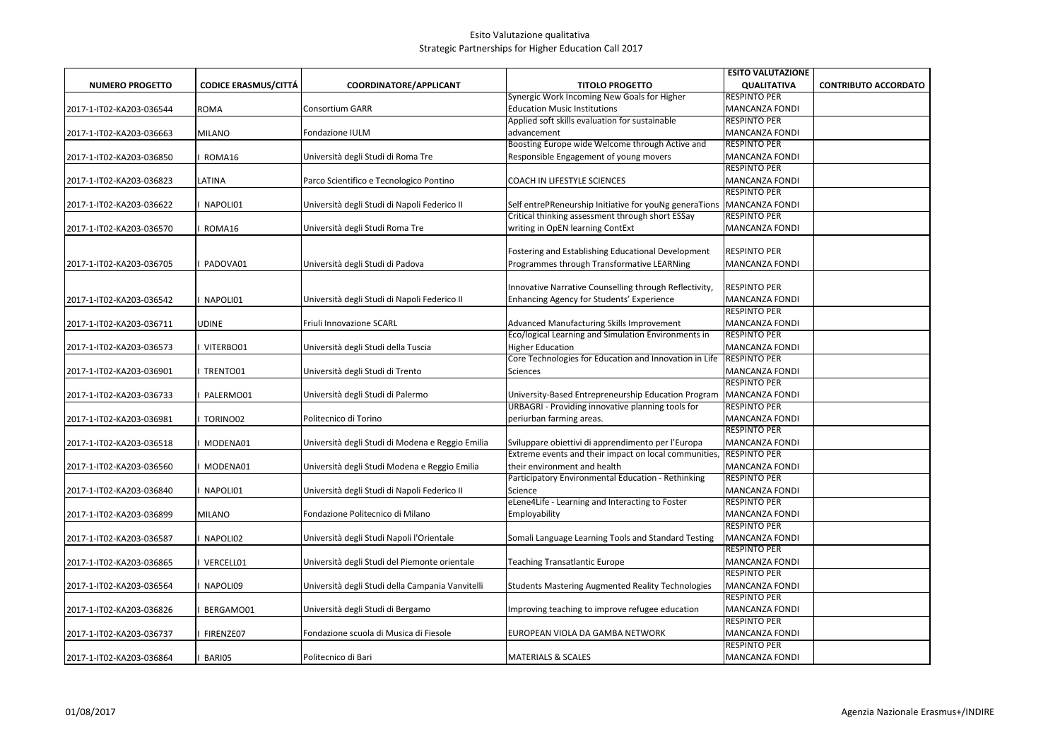Esito Valutazione qualitativa
Strategic Partnerships for Higher Education Call 2017

| NUMERO PROGETTO | CODICE ERASMUS/CITTÁ | COORDINATORE/APPLICANT | TITOLO PROGETTO | ESITO VALUTAZIONE QUALITATIVA | CONTRIBUTO ACCORDATO |
|---|---|---|---|---|---|
| 2017-1-IT02-KA203-036544 | ROMA | Consortium GARR | Synergic Work Incoming New Goals for Higher Education Music Institutions | RESPINTO PER MANCANZA FONDI | |
| 2017-1-IT02-KA203-036663 | MILANO | Fondazione IULM | Applied soft skills evaluation for sustainable advancement | RESPINTO PER MANCANZA FONDI | |
| 2017-1-IT02-KA203-036850 | I ROMA16 | Università degli Studi di Roma Tre | Boosting Europe wide Welcome through Active and Responsible Engagement of young movers | RESPINTO PER MANCANZA FONDI | |
| 2017-1-IT02-KA203-036823 | LATINA | Parco Scientifico e Tecnologico Pontino | COACH IN LIFESTYLE SCIENCES | RESPINTO PER MANCANZA FONDI | |
| 2017-1-IT02-KA203-036622 | I NAPOLI01 | Università degli Studi di Napoli Federico II | Self entrePReneurship Initiative for youNg generaTions | RESPINTO PER MANCANZA FONDI | |
| 2017-1-IT02-KA203-036570 | I ROMA16 | Università degli Studi Roma Tre | Critical thinking assessment through short ESSay writing in OpEN learning ContExt | RESPINTO PER MANCANZA FONDI | |
| 2017-1-IT02-KA203-036705 | I PADOVA01 | Università degli Studi di Padova | Fostering and Establishing Educational Development Programmes through Transformative LEARNing | RESPINTO PER MANCANZA FONDI | |
| 2017-1-IT02-KA203-036542 | I NAPOLI01 | Università degli Studi di Napoli Federico II | Innovative Narrative Counselling through Reflectivity, Enhancing Agency for Students' Experience | RESPINTO PER MANCANZA FONDI | |
| 2017-1-IT02-KA203-036711 | UDINE | Friuli Innovazione SCARL | Advanced Manufacturing Skills Improvement | RESPINTO PER MANCANZA FONDI | |
| 2017-1-IT02-KA203-036573 | I VITERBO01 | Università degli Studi della Tuscia | Eco/logical Learning and Simulation Environments in Higher Education | RESPINTO PER MANCANZA FONDI | |
| 2017-1-IT02-KA203-036901 | I TRENTO01 | Università degli Studi di Trento | Core Technologies for Education and Innovation in Life Sciences | RESPINTO PER MANCANZA FONDI | |
| 2017-1-IT02-KA203-036733 | I PALERMO01 | Università degli Studi di Palermo | University-Based Entrepreneurship Education Program | RESPINTO PER MANCANZA FONDI | |
| 2017-1-IT02-KA203-036981 | I TORINO02 | Politecnico di Torino | URBAGRI - Providing innovative planning tools for periurban farming areas. | RESPINTO PER MANCANZA FONDI | |
| 2017-1-IT02-KA203-036518 | I MODENA01 | Università degli Studi di Modena e Reggio Emilia | Sviluppare obiettivi di apprendimento per l'Europa | RESPINTO PER MANCANZA FONDI | |
| 2017-1-IT02-KA203-036560 | I MODENA01 | Università degli Studi Modena e Reggio Emilia | Extreme events and their impact on local communities, their environment and health | RESPINTO PER MANCANZA FONDI | |
| 2017-1-IT02-KA203-036840 | I NAPOLI01 | Università degli Studi di Napoli Federico II | Participatory Environmental Education - Rethinking Science | RESPINTO PER MANCANZA FONDI | |
| 2017-1-IT02-KA203-036899 | MILANO | Fondazione Politecnico di Milano | eLene4Life - Learning and Interacting to Foster Employability | RESPINTO PER MANCANZA FONDI | |
| 2017-1-IT02-KA203-036587 | I NAPOLI02 | Università degli Studi Napoli l'Orientale | Somali Language Learning Tools and Standard Testing | RESPINTO PER MANCANZA FONDI | |
| 2017-1-IT02-KA203-036865 | I VERCELL01 | Università degli Studi del Piemonte orientale | Teaching Transatlantic Europe | RESPINTO PER MANCANZA FONDI | |
| 2017-1-IT02-KA203-036564 | I NAPOLI09 | Università degli Studi della Campania Vanvitelli | Students Mastering Augmented Reality Technologies | RESPINTO PER MANCANZA FONDI | |
| 2017-1-IT02-KA203-036826 | I BERGAMO01 | Università degli Studi di Bergamo | Improving teaching to improve refugee education | RESPINTO PER MANCANZA FONDI | |
| 2017-1-IT02-KA203-036737 | I FIRENZE07 | Fondazione scuola di Musica di Fiesole | EUROPEAN VIOLA DA GAMBA NETWORK | RESPINTO PER MANCANZA FONDI | |
| 2017-1-IT02-KA203-036864 | I BARI05 | Politecnico di Bari | MATERIALS & SCALES | RESPINTO PER MANCANZA FONDI | |

01/08/2017 — Agenzia Nazionale Erasmus+/INDIRE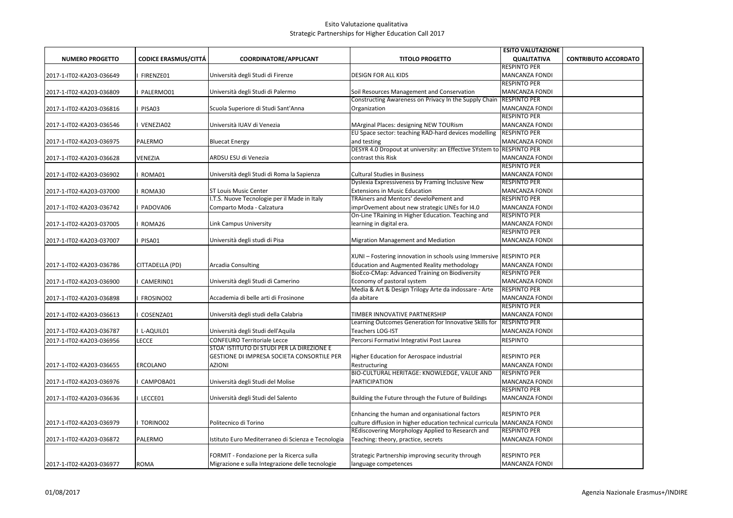# Esito Valutazione qualitativa
## Strategic Partnerships for Higher Education Call 2017

| NUMERO PROGETTO | CODICE ERASMUS/CITTÁ | COORDINATORE/APPLICANT | TITOLO PROGETTO | ESITO VALUTAZIONE QUALITATIVA | CONTRIBUTO ACCORDATO |
|---|---|---|---|---|---|
| 2017-1-IT02-KA203-036649 | I FIRENZE01 | Università degli Studi di Firenze | DESIGN FOR ALL KIDS | RESPINTO PER MANCANZA FONDI | |
| 2017-1-IT02-KA203-036809 | I PALERMO01 | Università degli Studi di Palermo | Soil Resources Management and Conservation | RESPINTO PER MANCANZA FONDI | |
| 2017-1-IT02-KA203-036816 | I PISA03 | Scuola Superiore di Studi Sant'Anna | Constructing Awareness on Privacy In the Supply Chain Organization | RESPINTO PER MANCANZA FONDI | |
| 2017-1-IT02-KA203-036546 | I VENEZIA02 | Università IUAV di Venezia | MArginal Places: designing NEW TOURism | RESPINTO PER MANCANZA FONDI | |
| 2017-1-IT02-KA203-036975 | PALERMO | Bluecat Energy | EU Space sector: teaching RAD-hard devices modelling and testing | RESPINTO PER MANCANZA FONDI | |
| 2017-1-IT02-KA203-036628 | VENEZIA | ARDSU ESU di Venezia | DESYR 4.0 Dropout at university: an Effective SYstem to contrast this Risk | RESPINTO PER MANCANZA FONDI | |
| 2017-1-IT02-KA203-036902 | I ROMA01 | Università degli Studi di Roma la Sapienza | Cultural Studies in Business | RESPINTO PER MANCANZA FONDI | |
| 2017-1-IT02-KA203-037000 | I ROMA30 | ST Louis Music Center | Dyslexia Expressiveness by Framing Inclusive New Extensions in Music Education | RESPINTO PER MANCANZA FONDI | |
| 2017-1-IT02-KA203-036742 | I PADOVA06 | I.T.S. Nuove Tecnologie per il Made in Italy Comparto Moda - Calzatura | TRAiners and Mentors' develoPement and imprOvement about new strategic LINEs for I4.0 | RESPINTO PER MANCANZA FONDI | |
| 2017-1-IT02-KA203-037005 | I ROMA26 | Link Campus University | On-Line TRaining in Higher Education. Teaching and learning in digital era. | RESPINTO PER MANCANZA FONDI | |
| 2017-1-IT02-KA203-037007 | I PISA01 | Università degli studi di Pisa | Migration Management and Mediation | RESPINTO PER MANCANZA FONDI | |
| 2017-1-IT02-KA203-036786 | CITTADELLA (PD) | Arcadia Consulting | XUNI – Fostering innovation in schools using Immersive Education and Augmented Reality methodology | RESPINTO PER MANCANZA FONDI | |
| 2017-1-IT02-KA203-036900 | I CAMERIN01 | Università degli Studi di Camerino | BioEco-CMap: Advanced Training on Biodiversity Economy of pastoral system | RESPINTO PER MANCANZA FONDI | |
| 2017-1-IT02-KA203-036898 | I FROSINO02 | Accademia di belle arti di Frosinone | Media & Art & Design Trilogy Arte da indossare - Arte da abitare | RESPINTO PER MANCANZA FONDI | |
| 2017-1-IT02-KA203-036613 | I COSENZA01 | Università degli studi della Calabria | TIMBER INNOVATIVE PARTNERSHIP | RESPINTO PER MANCANZA FONDI | |
| 2017-1-IT02-KA203-036787 | I L-AQUIL01 | Università degli Studi dell'Aquila | Learning Outcomes Generation for Innovative Skills for Teachers LOG-IST | RESPINTO PER MANCANZA FONDI | |
| 2017-1-IT02-KA203-036956 | LECCE | CONFEURO Territoriale Lecce | Percorsi Formativi Integrativi Post Laurea | RESPINTO | |
| 2017-1-IT02-KA203-036655 | ERCOLANO | STOA' ISTITUTO DI STUDI PER LA DIREZIONE E GESTIONE DI IMPRESA SOCIETA CONSORTILE PER AZIONI | Higher Education for Aerospace industrial Restructuring | RESPINTO PER MANCANZA FONDI | |
| 2017-1-IT02-KA203-036976 | I CAMPOBA01 | Università degli Studi del Molise | BIO-CULTURAL HERITAGE: KNOWLEDGE, VALUE AND PARTICIPATION | RESPINTO PER MANCANZA FONDI | |
| 2017-1-IT02-KA203-036636 | I LECCE01 | Università degli Studi del Salento | Building the Future through the Future of Buildings | RESPINTO PER MANCANZA FONDI | |
| 2017-1-IT02-KA203-036979 | I TORINO02 | Politecnico di Torino | Enhancing the human and organisational factors culture diffusion in higher education technical curricula | RESPINTO PER MANCANZA FONDI | |
| 2017-1-IT02-KA203-036872 | PALERMO | Istituto Euro Mediterraneo di Scienza e Tecnologia | REdiscovering Morphology Applied to Research and Teaching: theory, practice, secrets | RESPINTO PER MANCANZA FONDI | |
| 2017-1-IT02-KA203-036977 | ROMA | FORMIT - Fondazione per la Ricerca sulla Migrazione e sulla Integrazione delle tecnologie | Strategic Partnership improving security through language competences | RESPINTO PER MANCANZA FONDI | |

01/08/2017 — Agenzia Nazionale Erasmus+/INDIRE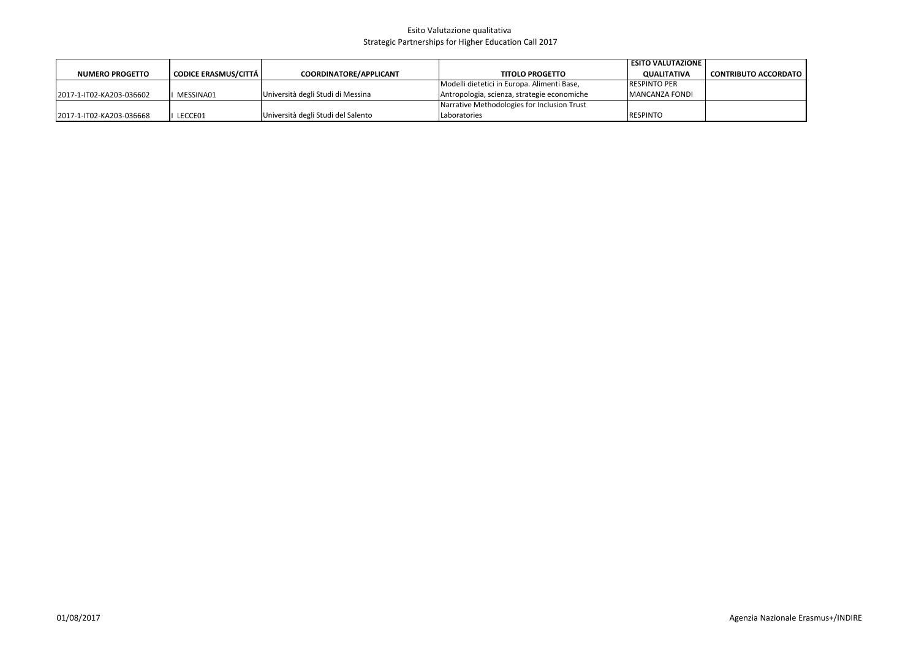Esito Valutazione qualitativa
Strategic Partnerships for Higher Education Call 2017

| NUMERO PROGETTO | CODICE ERASMUS/CITTÁ | COORDINATORE/APPLICANT | TITOLO PROGETTO | ESITO VALUTAZIONE QUALITATIVA | CONTRIBUTO ACCORDATO |
|---|---|---|---|---|---|
| 2017-1-IT02-KA203-036602 | I MESSINA01 | Università degli Studi di Messina | Modelli dietetici in Europa. Alimenti Base, Antropologia, scienza, strategie economiche | RESPINTO PER MANCANZA FONDI | |
| 2017-1-IT02-KA203-036668 | I LECCE01 | Università degli Studi del Salento | Narrative Methodologies for Inclusion Trust Laboratories | RESPINTO | |

01/08/2017

Agenzia Nazionale Erasmus+/INDIRE